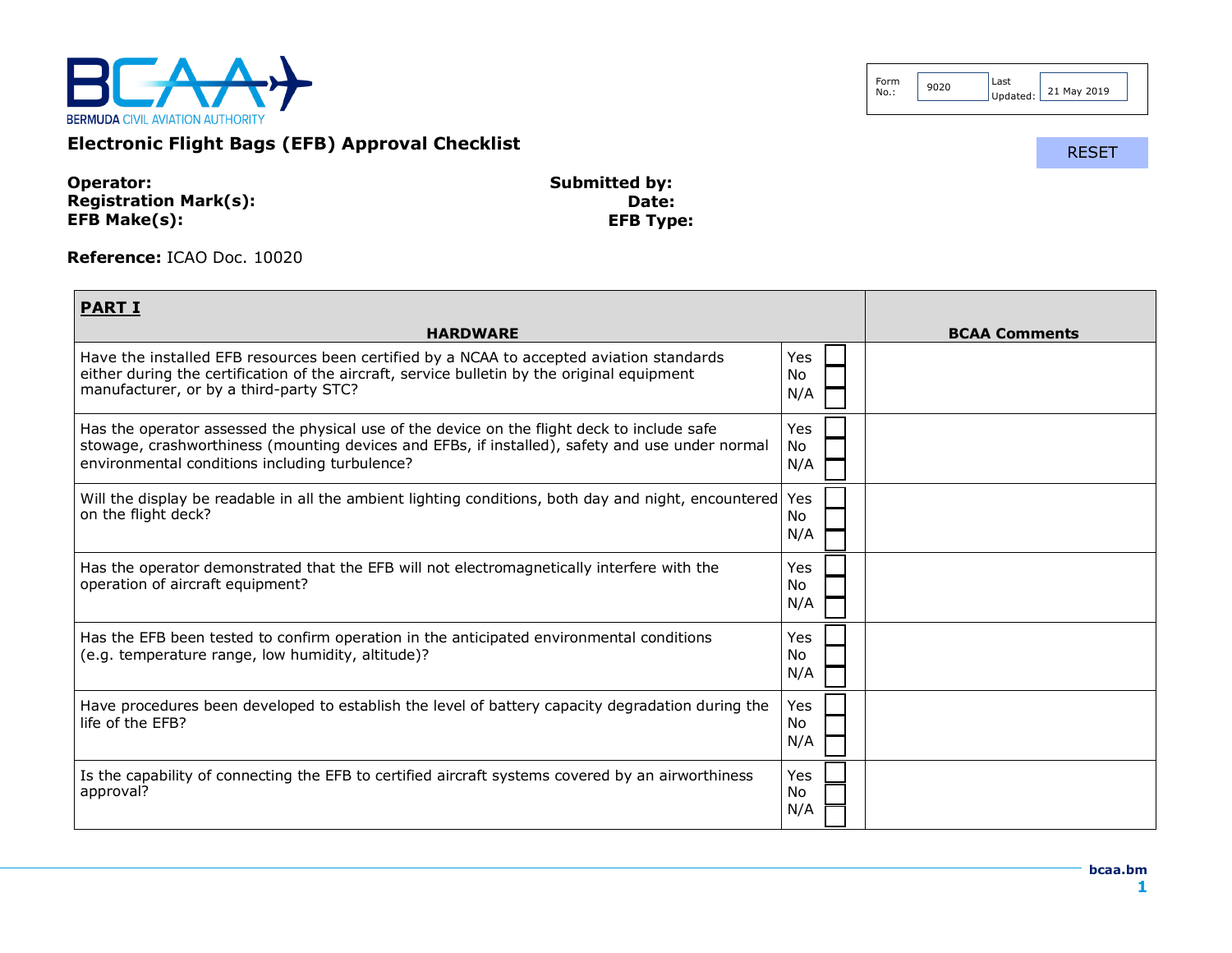BERMUDA CIVIL AVIATION AUTHORITY

| Form No.: | 9020 | Last Updated: | 21 May 2019 |
|---|---|---|---|

# Electronic Flight Bags (EFB) Approval Checklist

RESET

**Operator:**
**Registration Mark(s):**
**EFB Make(s):**

**Submitted by:**
**Date:**
**EFB Type:**

**Reference:** ICAO Doc. 10020

| **PART I** HARDWARE | | **BCAA Comments** |
|---|---|---|
| Have the installed EFB resources been certified by a NCAA to accepted aviation standards either during the certification of the aircraft, service bulletin by the original equipment manufacturer, or by a third-party STC? | Yes ☐ No ☐ N/A ☐ | |
| Has the operator assessed the physical use of the device on the flight deck to include safe stowage, crashworthiness (mounting devices and EFBs, if installed), safety and use under normal environmental conditions including turbulence? | Yes ☐ No ☐ N/A ☐ | |
| Will the display be readable in all the ambient lighting conditions, both day and night, encountered on the flight deck? | Yes ☐ No ☐ N/A ☐ | |
| Has the operator demonstrated that the EFB will not electromagnetically interfere with the operation of aircraft equipment? | Yes ☐ No ☐ N/A ☐ | |
| Has the EFB been tested to confirm operation in the anticipated environmental conditions (e.g. temperature range, low humidity, altitude)? | Yes ☐ No ☐ N/A ☐ | |
| Have procedures been developed to establish the level of battery capacity degradation during the life of the EFB? | Yes ☐ No ☐ N/A ☐ | |
| Is the capability of connecting the EFB to certified aircraft systems covered by an airworthiness approval? | Yes ☐ No ☐ N/A ☐ | |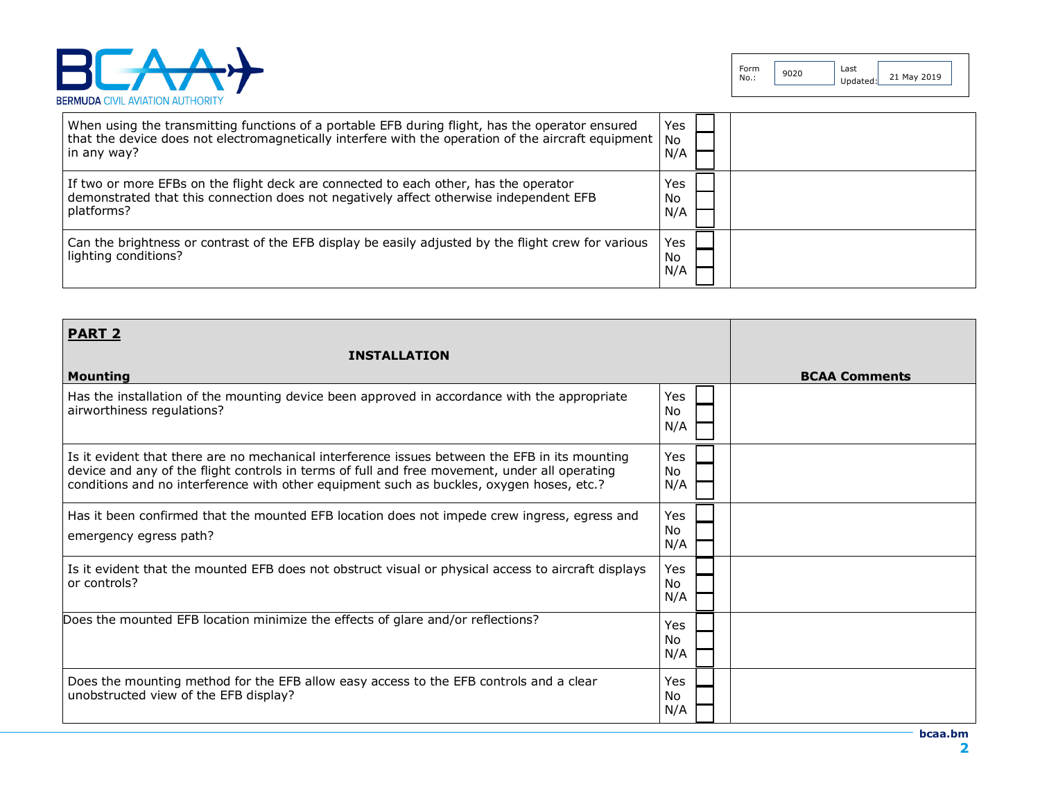| | | |
|---|---|---|
| When using the transmitting functions of a portable EFB during flight, has the operator ensured that the device does not electromagnetically interfere with the operation of the aircraft equipment in any way? | Yes ☐<br>No ☐<br>N/A ☐ | |
| If two or more EFBs on the flight deck are connected to each other, has the operator demonstrated that this connection does not negatively affect otherwise independent EFB platforms? | Yes ☐<br>No ☐<br>N/A ☐ | |
| Can the brightness or contrast of the EFB display be easily adjusted by the flight crew for various lighting conditions? | Yes ☐<br>No ☐<br>N/A ☐ | |

| **PART 2**<br>**INSTALLATION**<br>**Mounting** | | **BCAA Comments** |
|---|---|---|
| Has the installation of the mounting device been approved in accordance with the appropriate airworthiness regulations? | Yes ☐<br>No ☐<br>N/A ☐ | |
| Is it evident that there are no mechanical interference issues between the EFB in its mounting device and any of the flight controls in terms of full and free movement, under all operating conditions and no interference with other equipment such as buckles, oxygen hoses, etc.? | Yes ☐<br>No ☐<br>N/A ☐ | |
| Has it been confirmed that the mounted EFB location does not impede crew ingress, egress and emergency egress path? | Yes ☐<br>No ☐<br>N/A ☐ | |
| Is it evident that the mounted EFB does not obstruct visual or physical access to aircraft displays or controls? | Yes ☐<br>No ☐<br>N/A ☐ | |
| Does the mounted EFB location minimize the effects of glare and/or reflections? | Yes ☐<br>No ☐<br>N/A ☐ | |
| Does the mounting method for the EFB allow easy access to the EFB controls and a clear unobstructed view of the EFB display? | Yes ☐<br>No ☐<br>N/A ☐ | |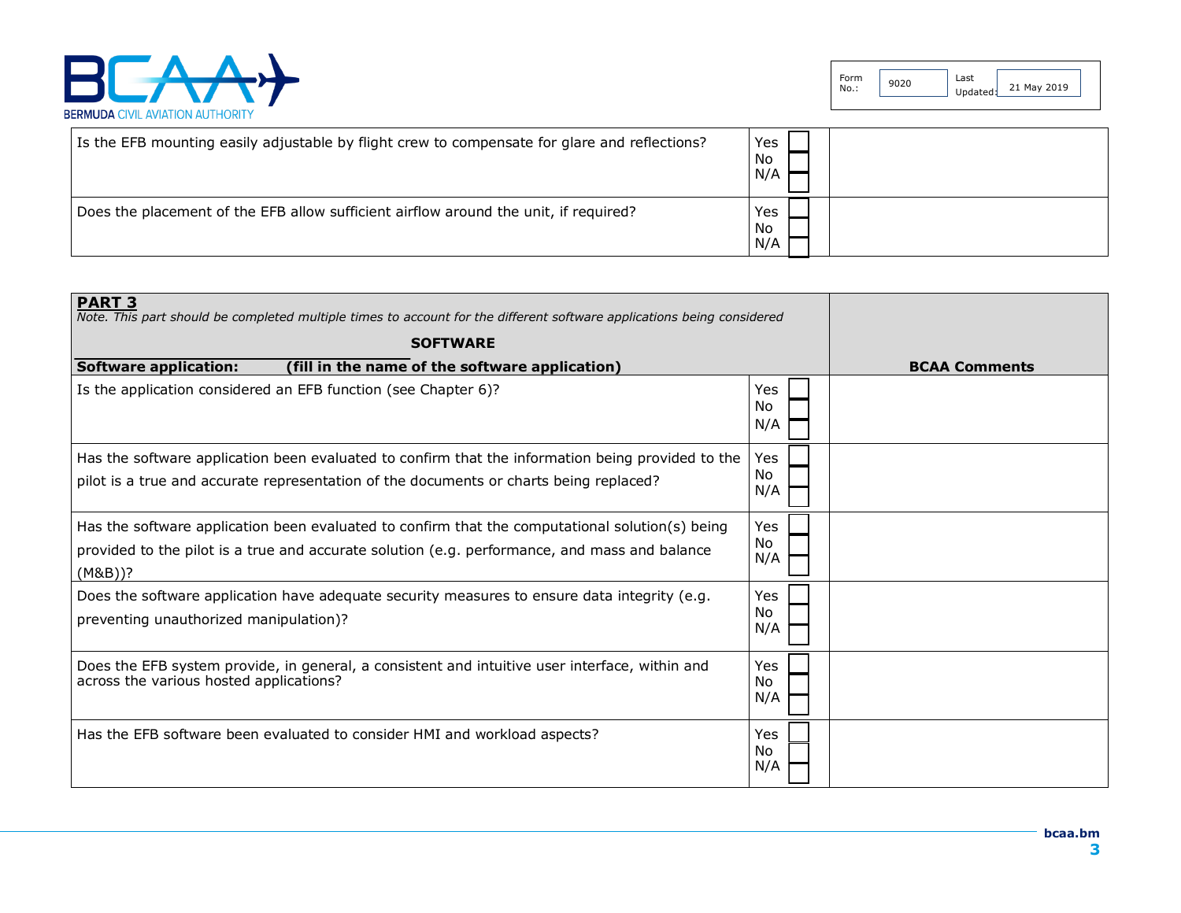| | | |
|---|---|---|
| Is the EFB mounting easily adjustable by flight crew to compensate for glare and reflections? | Yes ☐<br>No ☐<br>N/A ☐ | |
| Does the placement of the EFB allow sufficient airflow around the unit, if required? | Yes ☐<br>No ☐<br>N/A ☐ | |

| **PART 3**<br>*Note. This part should be completed multiple times to account for the different software applications being considered*<br>**SOFTWARE**<br>**Software application: (fill in the name of the software application)** | | **BCAA Comments** |
|---|---|---|
| Is the application considered an EFB function (see Chapter 6)? | Yes ☐<br>No ☐<br>N/A ☐ | |
| Has the software application been evaluated to confirm that the information being provided to the pilot is a true and accurate representation of the documents or charts being replaced? | Yes ☐<br>No ☐<br>N/A ☐ | |
| Has the software application been evaluated to confirm that the computational solution(s) being provided to the pilot is a true and accurate solution (e.g. performance, and mass and balance (M&B))? | Yes ☐<br>No ☐<br>N/A ☐ | |
| Does the software application have adequate security measures to ensure data integrity (e.g. preventing unauthorized manipulation)? | Yes ☐<br>No ☐<br>N/A ☐ | |
| Does the EFB system provide, in general, a consistent and intuitive user interface, within and across the various hosted applications? | Yes ☐<br>No ☐<br>N/A ☐ | |
| Has the EFB software been evaluated to consider HMI and workload aspects? | Yes ☐<br>No ☐<br>N/A ☐ | |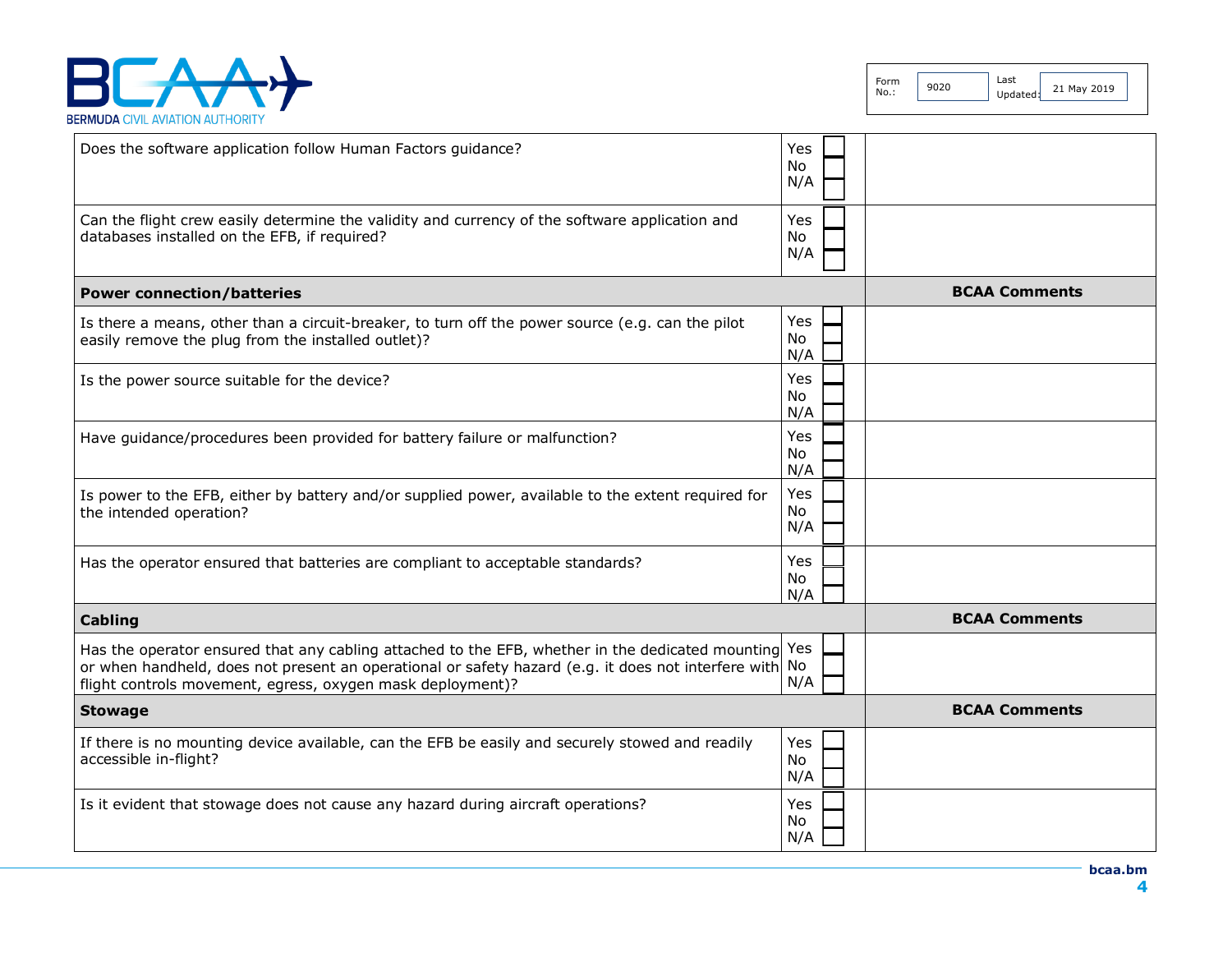| | | |
|---|---|---|
| Does the software application follow Human Factors guidance? | Yes ☐ No ☐ N/A ☐ | |
| Can the flight crew easily determine the validity and currency of the software application and databases installed on the EFB, if required? | Yes ☐ No ☐ N/A ☐ | |
| **Power connection/batteries** | | **BCAA Comments** |
| Is there a means, other than a circuit-breaker, to turn off the power source (e.g. can the pilot easily remove the plug from the installed outlet)? | Yes ☐ No ☐ N/A ☐ | |
| Is the power source suitable for the device? | Yes ☐ No ☐ N/A ☐ | |
| Have guidance/procedures been provided for battery failure or malfunction? | Yes ☐ No ☐ N/A ☐ | |
| Is power to the EFB, either by battery and/or supplied power, available to the extent required for the intended operation? | Yes ☐ No ☐ N/A ☐ | |
| Has the operator ensured that batteries are compliant to acceptable standards? | Yes ☐ No ☐ N/A ☐ | |
| **Cabling** | | **BCAA Comments** |
| Has the operator ensured that any cabling attached to the EFB, whether in the dedicated mounting or when handheld, does not present an operational or safety hazard (e.g. it does not interfere with flight controls movement, egress, oxygen mask deployment)? | Yes ☐ No ☐ N/A ☐ | |
| **Stowage** | | **BCAA Comments** |
| If there is no mounting device available, can the EFB be easily and securely stowed and readily accessible in-flight? | Yes ☐ No ☐ N/A ☐ | |
| Is it evident that stowage does not cause any hazard during aircraft operations? | Yes ☐ No ☐ N/A ☐ | |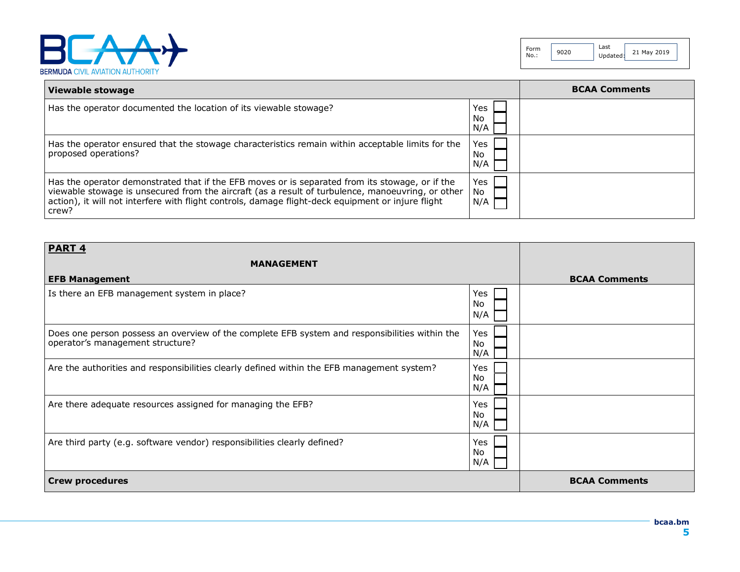| Viewable stowage | | BCAA Comments |
|---|---|---|
| Has the operator documented the location of its viewable stowage? | Yes ☐<br>No ☐<br>N/A ☐ | |
| Has the operator ensured that the stowage characteristics remain within acceptable limits for the proposed operations? | Yes ☐<br>No ☐<br>N/A ☐ | |
| Has the operator demonstrated that if the EFB moves or is separated from its stowage, or if the viewable stowage is unsecured from the aircraft (as a result of turbulence, manoeuvring, or other action), it will not interfere with flight controls, damage flight-deck equipment or injure flight crew? | Yes ☐<br>No ☐<br>N/A ☐ | |

| **PART 4**<br>**MANAGEMENT**<br>**EFB Management** | | BCAA Comments |
|---|---|---|
| Is there an EFB management system in place? | Yes ☐<br>No ☐<br>N/A ☐ | |
| Does one person possess an overview of the complete EFB system and responsibilities within the operator's management structure? | Yes ☐<br>No ☐<br>N/A ☐ | |
| Are the authorities and responsibilities clearly defined within the EFB management system? | Yes ☐<br>No ☐<br>N/A ☐ | |
| Are there adequate resources assigned for managing the EFB? | Yes ☐<br>No ☐<br>N/A ☐ | |
| Are third party (e.g. software vendor) responsibilities clearly defined? | Yes ☐<br>No ☐<br>N/A ☐ | |
| **Crew procedures** | | **BCAA Comments** |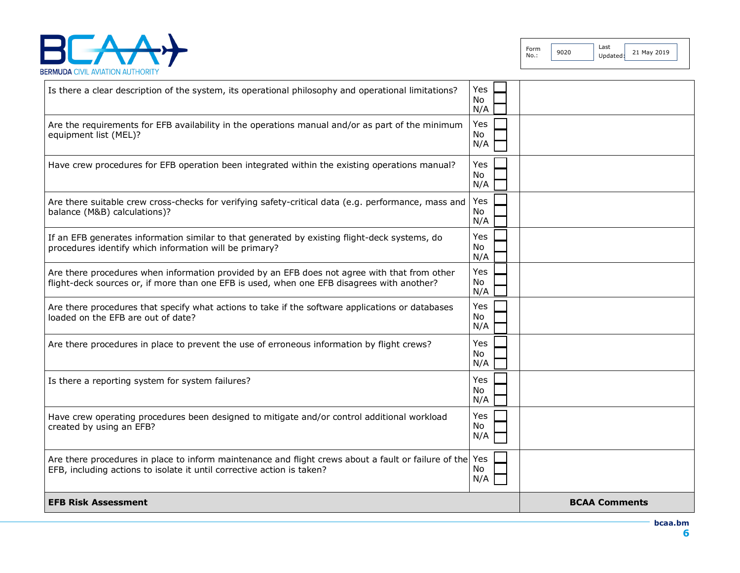| | | |
|---|---|---|
| Is there a clear description of the system, its operational philosophy and operational limitations? | Yes ☐<br>No ☐<br>N/A ☐ | |
| Are the requirements for EFB availability in the operations manual and/or as part of the minimum equipment list (MEL)? | Yes ☐<br>No ☐<br>N/A ☐ | |
| Have crew procedures for EFB operation been integrated within the existing operations manual? | Yes ☐<br>No ☐<br>N/A ☐ | |
| Are there suitable crew cross-checks for verifying safety-critical data (e.g. performance, mass and balance (M&B) calculations)? | Yes ☐<br>No ☐<br>N/A ☐ | |
| If an EFB generates information similar to that generated by existing flight-deck systems, do procedures identify which information will be primary? | Yes ☐<br>No ☐<br>N/A ☐ | |
| Are there procedures when information provided by an EFB does not agree with that from other flight-deck sources or, if more than one EFB is used, when one EFB disagrees with another? | Yes ☐<br>No ☐<br>N/A ☐ | |
| Are there procedures that specify what actions to take if the software applications or databases loaded on the EFB are out of date? | Yes ☐<br>No ☐<br>N/A ☐ | |
| Are there procedures in place to prevent the use of erroneous information by flight crews? | Yes ☐<br>No ☐<br>N/A ☐ | |
| Is there a reporting system for system failures? | Yes ☐<br>No ☐<br>N/A ☐ | |
| Have crew operating procedures been designed to mitigate and/or control additional workload created by using an EFB? | Yes ☐<br>No ☐<br>N/A ☐ | |
| Are there procedures in place to inform maintenance and flight crews about a fault or failure of the EFB, including actions to isolate it until corrective action is taken? | Yes ☐<br>No ☐<br>N/A ☐ | |
| **EFB Risk Assessment** | | **BCAA Comments** |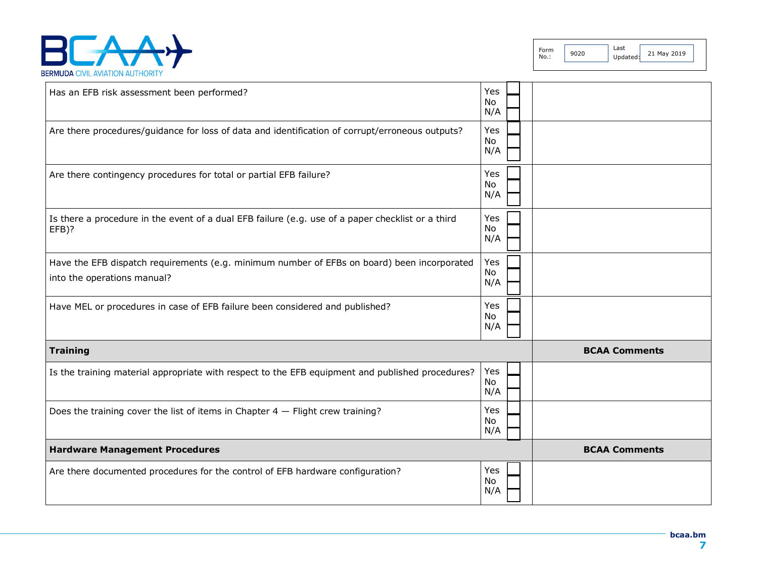| | | |
|---|---|---|
| Has an EFB risk assessment been performed? | Yes ☐<br>No ☐<br>N/A ☐ | |
| Are there procedures/guidance for loss of data and identification of corrupt/erroneous outputs? | Yes ☐<br>No ☐<br>N/A ☐ | |
| Are there contingency procedures for total or partial EFB failure? | Yes ☐<br>No ☐<br>N/A ☐ | |
| Is there a procedure in the event of a dual EFB failure (e.g. use of a paper checklist or a third EFB)? | Yes ☐<br>No ☐<br>N/A ☐ | |
| Have the EFB dispatch requirements (e.g. minimum number of EFBs on board) been incorporated into the operations manual? | Yes ☐<br>No ☐<br>N/A ☐ | |
| Have MEL or procedures in case of EFB failure been considered and published? | Yes ☐<br>No ☐<br>N/A ☐ | |
| **Training** | | **BCAA Comments** |
| Is the training material appropriate with respect to the EFB equipment and published procedures? | Yes ☐<br>No ☐<br>N/A ☐ | |
| Does the training cover the list of items in Chapter 4 — Flight crew training? | Yes ☐<br>No ☐<br>N/A ☐ | |
| **Hardware Management Procedures** | | **BCAA Comments** |
| Are there documented procedures for the control of EFB hardware configuration? | Yes ☐<br>No ☐<br>N/A ☐ | |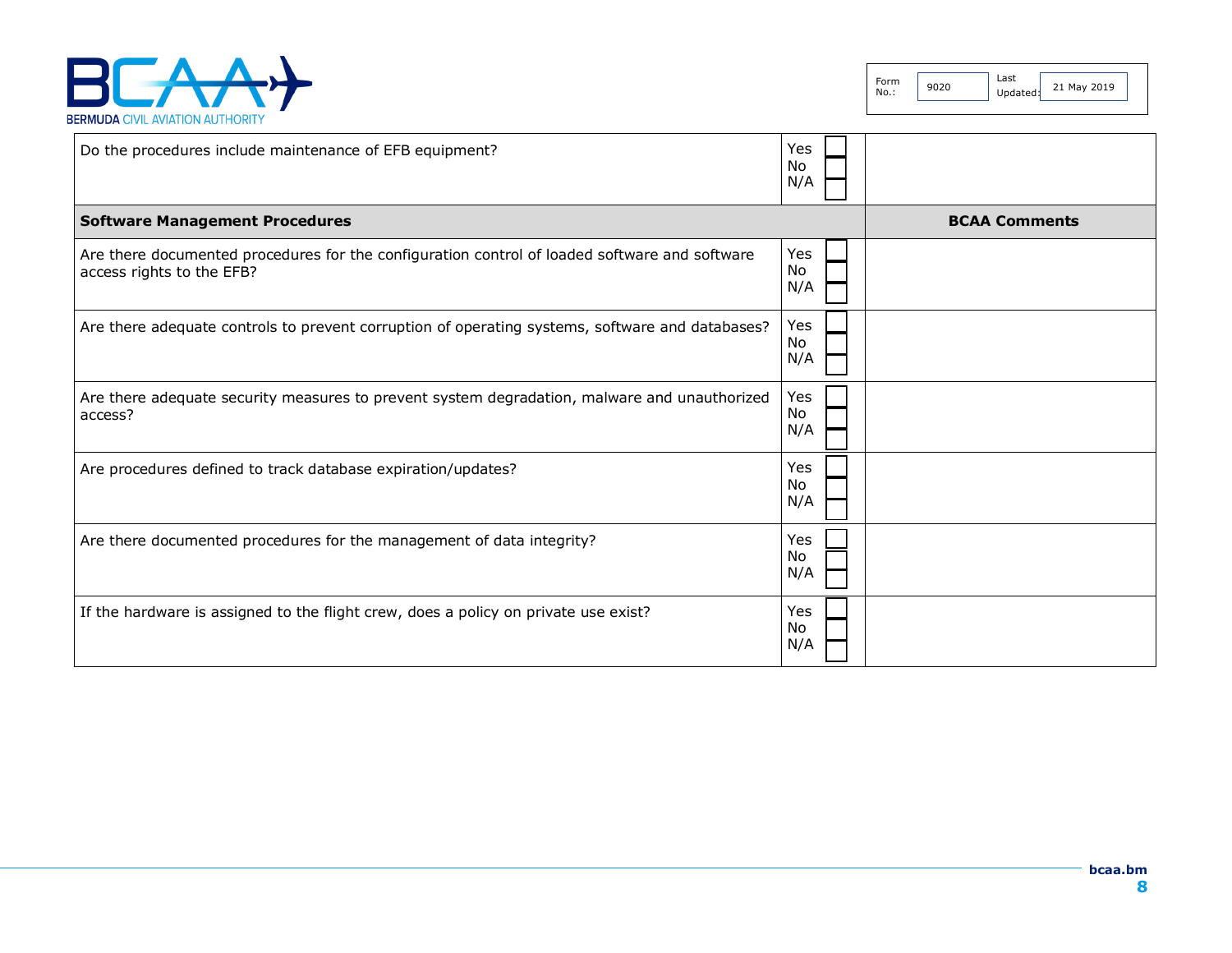| | | |
|---|---|---|
| Do the procedures include maintenance of EFB equipment? | Yes ☐<br>No ☐<br>N/A ☐ | |
| **Software Management Procedures** | | **BCAA Comments** |
| Are there documented procedures for the configuration control of loaded software and software access rights to the EFB? | Yes ☐<br>No ☐<br>N/A ☐ | |
| Are there adequate controls to prevent corruption of operating systems, software and databases? | Yes ☐<br>No ☐<br>N/A ☐ | |
| Are there adequate security measures to prevent system degradation, malware and unauthorized access? | Yes ☐<br>No ☐<br>N/A ☐ | |
| Are procedures defined to track database expiration/updates? | Yes ☐<br>No ☐<br>N/A ☐ | |
| Are there documented procedures for the management of data integrity? | Yes ☐<br>No ☐<br>N/A ☐ | |
| If the hardware is assigned to the flight crew, does a policy on private use exist? | Yes ☐<br>No ☐<br>N/A ☐ | |